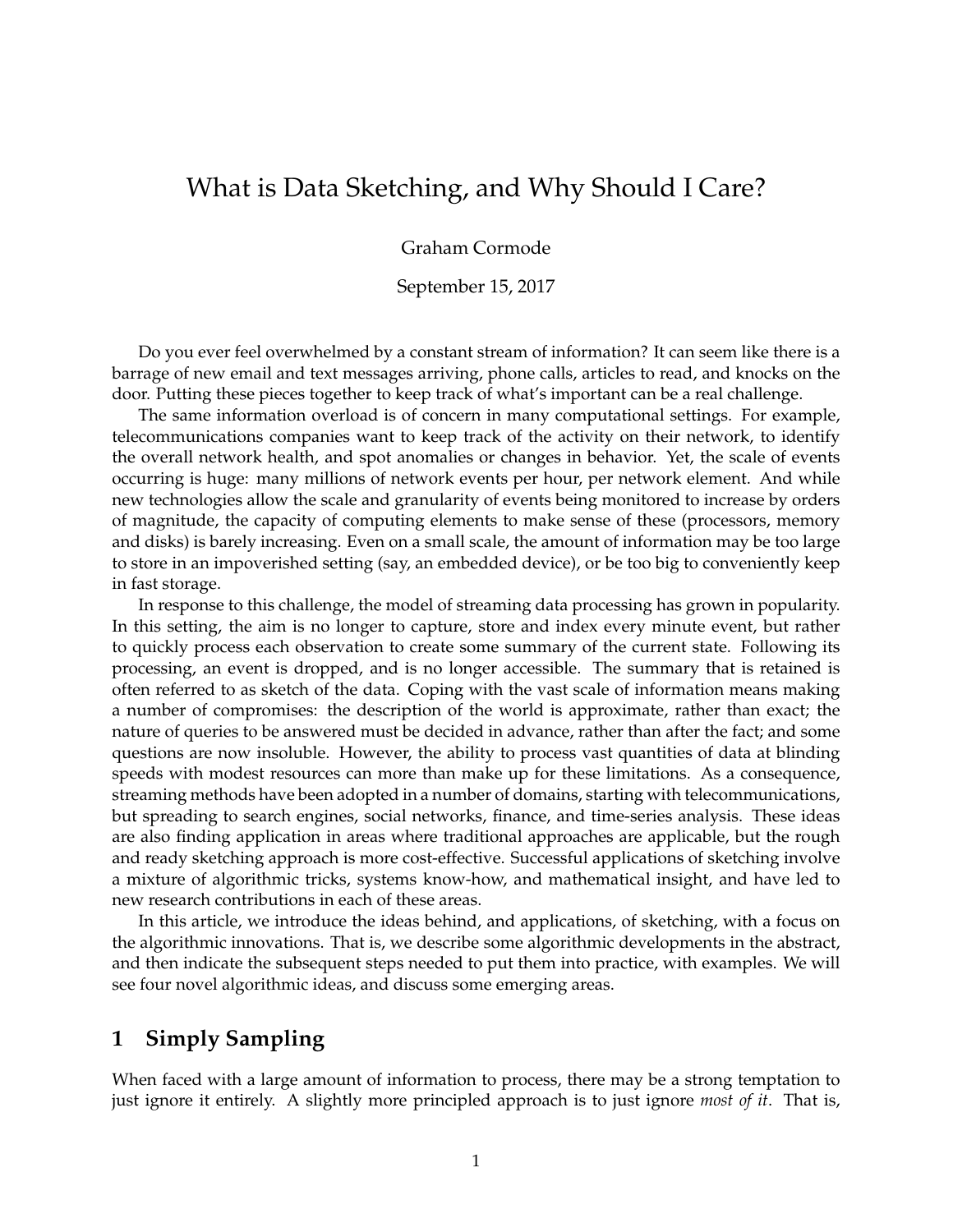# What is Data Sketching, and Why Should I Care?

Graham Cormode

September 15, 2017

Do you ever feel overwhelmed by a constant stream of information? It can seem like there is a barrage of new email and text messages arriving, phone calls, articles to read, and knocks on the door. Putting these pieces together to keep track of what's important can be a real challenge.

The same information overload is of concern in many computational settings. For example, telecommunications companies want to keep track of the activity on their network, to identify the overall network health, and spot anomalies or changes in behavior. Yet, the scale of events occurring is huge: many millions of network events per hour, per network element. And while new technologies allow the scale and granularity of events being monitored to increase by orders of magnitude, the capacity of computing elements to make sense of these (processors, memory and disks) is barely increasing. Even on a small scale, the amount of information may be too large to store in an impoverished setting (say, an embedded device), or be too big to conveniently keep in fast storage.

In response to this challenge, the model of streaming data processing has grown in popularity. In this setting, the aim is no longer to capture, store and index every minute event, but rather to quickly process each observation to create some summary of the current state. Following its processing, an event is dropped, and is no longer accessible. The summary that is retained is often referred to as sketch of the data. Coping with the vast scale of information means making a number of compromises: the description of the world is approximate, rather than exact; the nature of queries to be answered must be decided in advance, rather than after the fact; and some questions are now insoluble. However, the ability to process vast quantities of data at blinding speeds with modest resources can more than make up for these limitations. As a consequence, streaming methods have been adopted in a number of domains, starting with telecommunications, but spreading to search engines, social networks, finance, and time-series analysis. These ideas are also finding application in areas where traditional approaches are applicable, but the rough and ready sketching approach is more cost-effective. Successful applications of sketching involve a mixture of algorithmic tricks, systems know-how, and mathematical insight, and have led to new research contributions in each of these areas.

In this article, we introduce the ideas behind, and applications, of sketching, with a focus on the algorithmic innovations. That is, we describe some algorithmic developments in the abstract, and then indicate the subsequent steps needed to put them into practice, with examples. We will see four novel algorithmic ideas, and discuss some emerging areas.

## 1 Simply Sampling

When faced with a large amount of information to process, there may be a strong temptation to just ignore it entirely. A slightly more principled approach is to just ignore *most of it*. That is,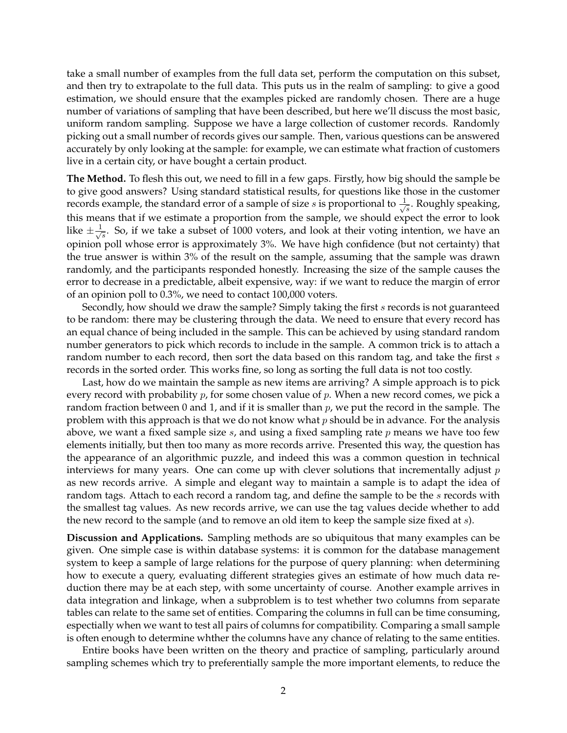take a small number of examples from the full data set, perform the computation on this subset, and then try to extrapolate to the full data. This puts us in the realm of sampling: to give a good estimation, we should ensure that the examples picked are randomly chosen. There are a huge number of variations of sampling that have been described, but here we'll discuss the most basic, uniform random sampling. Suppose we have a large collection of customer records. Randomly picking out a small number of records gives our sample. Then, various questions can be answered accurately by only looking at the sample: for example, we can estimate what fraction of customers live in a certain city, or have bought a certain product.

**The Method.** To flesh this out, we need to fill in a few gaps. Firstly, how big should the sample be to give good answers? Using standard statistical results, for questions like those in the customer records example, the standard error of a sample of size $s$ is proportional to $\frac{1}{\sqrt{s}}$. Roughly speaking, this means that if we estimate a proportion from the sample, we should expect the error to look like $\pm\frac{1}{\sqrt{s}}$. So, if we take a subset of 1000 voters, and look at their voting intention, we have an opinion poll whose error is approximately 3%. We have high confidence (but not certainty) that the true answer is within 3% of the result on the sample, assuming that the sample was drawn randomly, and the participants responded honestly. Increasing the size of the sample causes the error to decrease in a predictable, albeit expensive, way: if we want to reduce the margin of error of an opinion poll to 0.3%, we need to contact 100,000 voters.

Secondly, how should we draw the sample? Simply taking the first $s$ records is not guaranteed to be random: there may be clustering through the data. We need to ensure that every record has an equal chance of being included in the sample. This can be achieved by using standard random number generators to pick which records to include in the sample. A common trick is to attach a random number to each record, then sort the data based on this random tag, and take the first $s$ records in the sorted order. This works fine, so long as sorting the full data is not too costly.

Last, how do we maintain the sample as new items are arriving? A simple approach is to pick every record with probability $p$, for some chosen value of $p$. When a new record comes, we pick a random fraction between 0 and 1, and if it is smaller than $p$, we put the record in the sample. The problem with this approach is that we do not know what $p$ should be in advance. For the analysis above, we want a fixed sample size $s$, and using a fixed sampling rate $p$ means we have too few elements initially, but then too many as more records arrive. Presented this way, the question has the appearance of an algorithmic puzzle, and indeed this was a common question in technical interviews for many years. One can come up with clever solutions that incrementally adjust $p$ as new records arrive. A simple and elegant way to maintain a sample is to adapt the idea of random tags. Attach to each record a random tag, and define the sample to be the $s$ records with the smallest tag values. As new records arrive, we can use the tag values decide whether to add the new record to the sample (and to remove an old item to keep the sample size fixed at $s$).

**Discussion and Applications.** Sampling methods are so ubiquitous that many examples can be given. One simple case is within database systems: it is common for the database management system to keep a sample of large relations for the purpose of query planning: when determining how to execute a query, evaluating different strategies gives an estimate of how much data reduction there may be at each step, with some uncertainty of course. Another example arrives in data integration and linkage, when a subproblem is to test whether two columns from separate tables can relate to the same set of entities. Comparing the columns in full can be time consuming, espectially when we want to test all pairs of columns for compatibility. Comparing a small sample is often enough to determine whther the columns have any chance of relating to the same entities.

Entire books have been written on the theory and practice of sampling, particularly around sampling schemes which try to preferentially sample the more important elements, to reduce the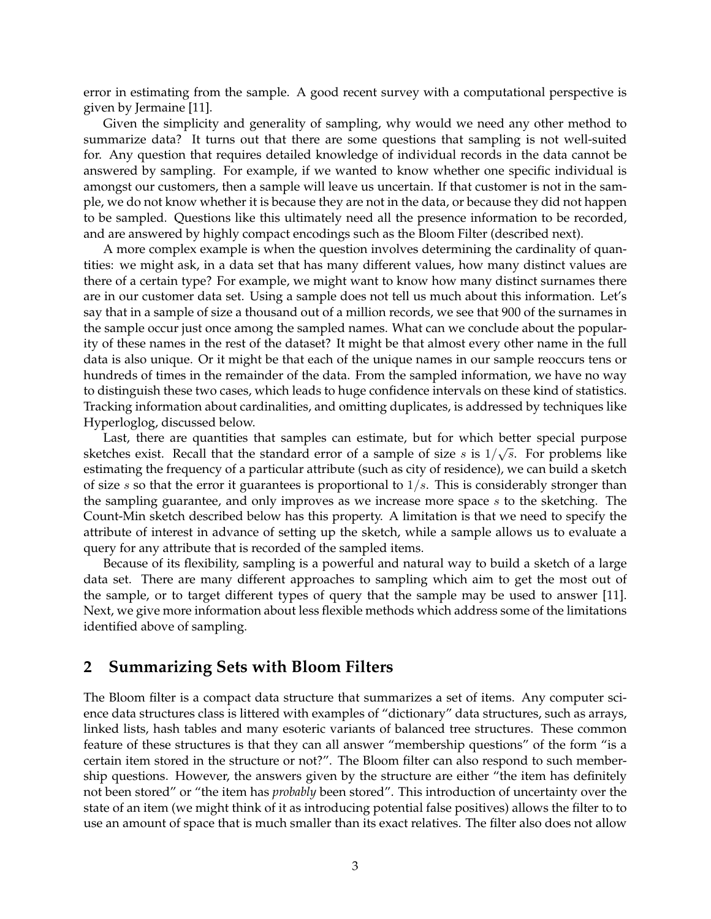error in estimating from the sample. A good recent survey with a computational perspective is given by Jermaine [11].

Given the simplicity and generality of sampling, why would we need any other method to summarize data? It turns out that there are some questions that sampling is not well-suited for. Any question that requires detailed knowledge of individual records in the data cannot be answered by sampling. For example, if we wanted to know whether one specific individual is amongst our customers, then a sample will leave us uncertain. If that customer is not in the sample, we do not know whether it is because they are not in the data, or because they did not happen to be sampled. Questions like this ultimately need all the presence information to be recorded, and are answered by highly compact encodings such as the Bloom Filter (described next).

A more complex example is when the question involves determining the cardinality of quantities: we might ask, in a data set that has many different values, how many distinct values are there of a certain type? For example, we might want to know how many distinct surnames there are in our customer data set. Using a sample does not tell us much about this information. Let's say that in a sample of size a thousand out of a million records, we see that 900 of the surnames in the sample occur just once among the sampled names. What can we conclude about the popularity of these names in the rest of the dataset? It might be that almost every other name in the full data is also unique. Or it might be that each of the unique names in our sample reoccurs tens or hundreds of times in the remainder of the data. From the sampled information, we have no way to distinguish these two cases, which leads to huge confidence intervals on these kind of statistics. Tracking information about cardinalities, and omitting duplicates, is addressed by techniques like Hyperloglog, discussed below.

Last, there are quantities that samples can estimate, but for which better special purpose sketches exist. Recall that the standard error of a sample of size $s$ is $1/\sqrt{s}$. For problems like estimating the frequency of a particular attribute (such as city of residence), we can build a sketch of size $s$ so that the error it guarantees is proportional to $1/s$. This is considerably stronger than the sampling guarantee, and only improves as we increase more space $s$ to the sketching. The Count-Min sketch described below has this property. A limitation is that we need to specify the attribute of interest in advance of setting up the sketch, while a sample allows us to evaluate a query for any attribute that is recorded of the sampled items.

Because of its flexibility, sampling is a powerful and natural way to build a sketch of a large data set. There are many different approaches to sampling which aim to get the most out of the sample, or to target different types of query that the sample may be used to answer [11]. Next, we give more information about less flexible methods which address some of the limitations identified above of sampling.

## 2 Summarizing Sets with Bloom Filters

The Bloom filter is a compact data structure that summarizes a set of items. Any computer science data structures class is littered with examples of "dictionary" data structures, such as arrays, linked lists, hash tables and many esoteric variants of balanced tree structures. These common feature of these structures is that they can all answer "membership questions" of the form "is a certain item stored in the structure or not?". The Bloom filter can also respond to such membership questions. However, the answers given by the structure are either "the item has definitely not been stored" or "the item has *probably* been stored". This introduction of uncertainty over the state of an item (we might think of it as introducing potential false positives) allows the filter to to use an amount of space that is much smaller than its exact relatives. The filter also does not allow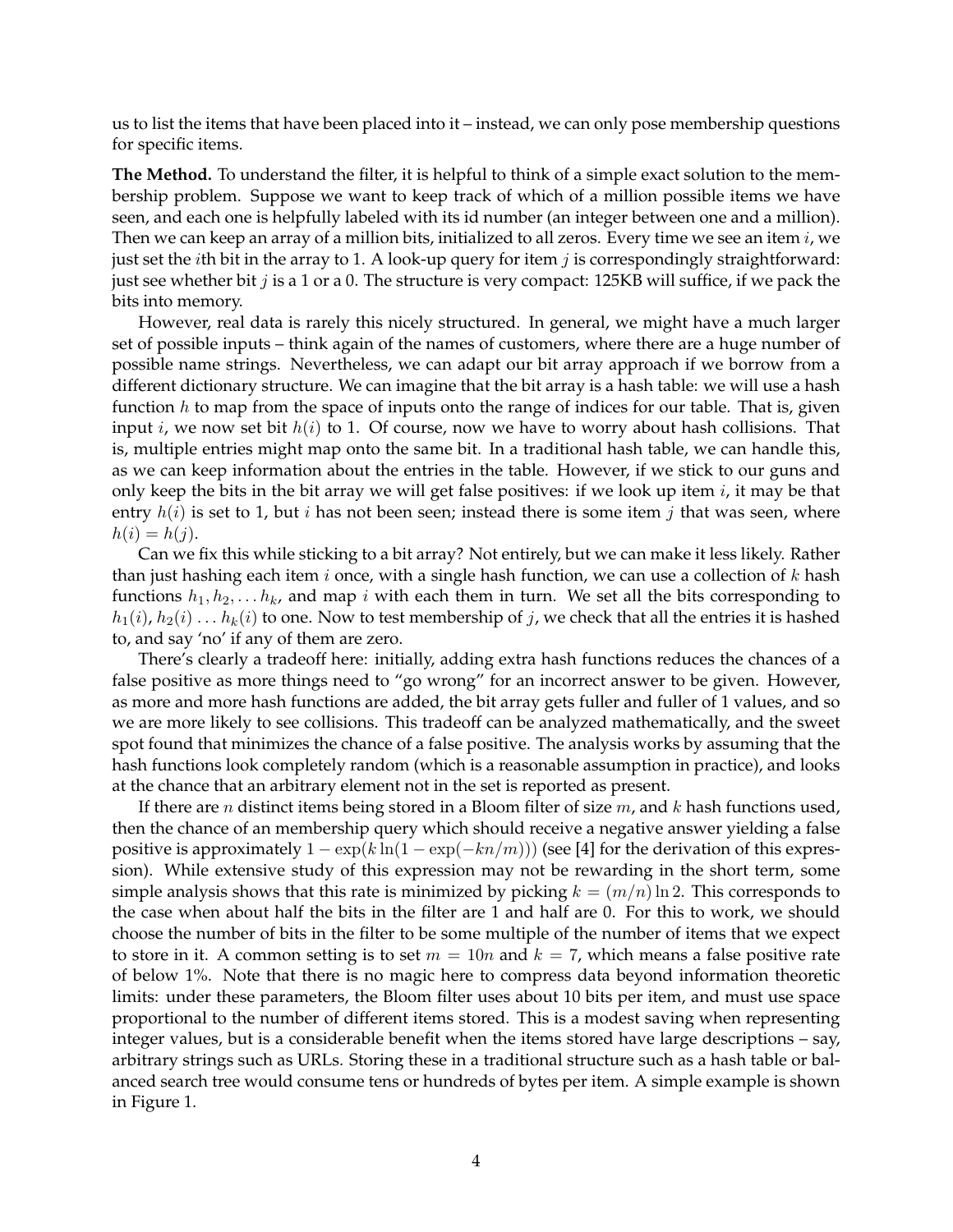us to list the items that have been placed into it – instead, we can only pose membership questions for specific items.

**The Method.** To understand the filter, it is helpful to think of a simple exact solution to the membership problem. Suppose we want to keep track of which of a million possible items we have seen, and each one is helpfully labeled with its id number (an integer between one and a million). Then we can keep an array of a million bits, initialized to all zeros. Every time we see an item $i$, we just set the $i$th bit in the array to 1. A look-up query for item $j$ is correspondingly straightforward: just see whether bit $j$ is a 1 or a 0. The structure is very compact: 125KB will suffice, if we pack the bits into memory.

However, real data is rarely this nicely structured. In general, we might have a much larger set of possible inputs – think again of the names of customers, where there are a huge number of possible name strings. Nevertheless, we can adapt our bit array approach if we borrow from a different dictionary structure. We can imagine that the bit array is a hash table: we will use a hash function $h$ to map from the space of inputs onto the range of indices for our table. That is, given input $i$, we now set bit $h(i)$ to 1. Of course, now we have to worry about hash collisions. That is, multiple entries might map onto the same bit. In a traditional hash table, we can handle this, as we can keep information about the entries in the table. However, if we stick to our guns and only keep the bits in the bit array we will get false positives: if we look up item $i$, it may be that entry $h(i)$ is set to 1, but $i$ has not been seen; instead there is some item $j$ that was seen, where $h(i) = h(j)$.

Can we fix this while sticking to a bit array? Not entirely, but we can make it less likely. Rather than just hashing each item $i$ once, with a single hash function, we can use a collection of $k$ hash functions $h_1, h_2, \ldots h_k$, and map $i$ with each them in turn. We set all the bits corresponding to $h_1(i)$, $h_2(i) \ldots h_k(i)$ to one. Now to test membership of $j$, we check that all the entries it is hashed to, and say 'no' if any of them are zero.

There's clearly a tradeoff here: initially, adding extra hash functions reduces the chances of a false positive as more things need to "go wrong" for an incorrect answer to be given. However, as more and more hash functions are added, the bit array gets fuller and fuller of 1 values, and so we are more likely to see collisions. This tradeoff can be analyzed mathematically, and the sweet spot found that minimizes the chance of a false positive. The analysis works by assuming that the hash functions look completely random (which is a reasonable assumption in practice), and looks at the chance that an arbitrary element not in the set is reported as present.

If there are $n$ distinct items being stored in a Bloom filter of size $m$, and $k$ hash functions used, then the chance of an membership query which should receive a negative answer yielding a false positive is approximately $1 - \exp(k \ln(1 - \exp(-kn/m)))$ (see [4] for the derivation of this expression). While extensive study of this expression may not be rewarding in the short term, some simple analysis shows that this rate is minimized by picking $k = (m/n) \ln 2$. This corresponds to the case when about half the bits in the filter are 1 and half are 0. For this to work, we should choose the number of bits in the filter to be some multiple of the number of items that we expect to store in it. A common setting is to set $m = 10n$ and $k = 7$, which means a false positive rate of below 1%. Note that there is no magic here to compress data beyond information theoretic limits: under these parameters, the Bloom filter uses about 10 bits per item, and must use space proportional to the number of different items stored. This is a modest saving when representing integer values, but is a considerable benefit when the items stored have large descriptions – say, arbitrary strings such as URLs. Storing these in a traditional structure such as a hash table or balanced search tree would consume tens or hundreds of bytes per item. A simple example is shown in Figure 1.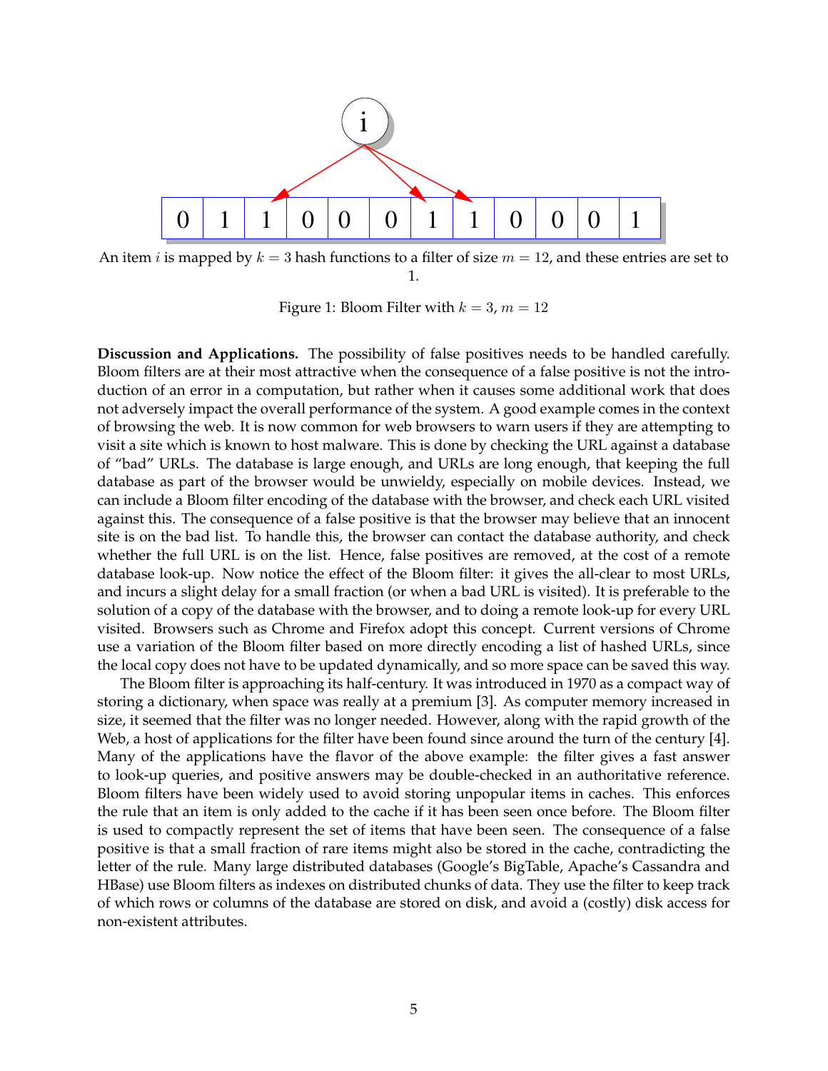An item $i$ is mapped by $k = 3$ hash functions to a filter of size $m = 12$, and these entries are set to 1.

Figure 1: Bloom Filter with $k = 3$, $m = 12$

**Discussion and Applications.** The possibility of false positives needs to be handled carefully. Bloom filters are at their most attractive when the consequence of a false positive is not the introduction of an error in a computation, but rather when it causes some additional work that does not adversely impact the overall performance of the system. A good example comes in the context of browsing the web. It is now common for web browsers to warn users if they are attempting to visit a site which is known to host malware. This is done by checking the URL against a database of "bad" URLs. The database is large enough, and URLs are long enough, that keeping the full database as part of the browser would be unwieldy, especially on mobile devices. Instead, we can include a Bloom filter encoding of the database with the browser, and check each URL visited against this. The consequence of a false positive is that the browser may believe that an innocent site is on the bad list. To handle this, the browser can contact the database authority, and check whether the full URL is on the list. Hence, false positives are removed, at the cost of a remote database look-up. Now notice the effect of the Bloom filter: it gives the all-clear to most URLs, and incurs a slight delay for a small fraction (or when a bad URL is visited). It is preferable to the solution of a copy of the database with the browser, and to doing a remote look-up for every URL visited. Browsers such as Chrome and Firefox adopt this concept. Current versions of Chrome use a variation of the Bloom filter based on more directly encoding a list of hashed URLs, since the local copy does not have to be updated dynamically, and so more space can be saved this way.

The Bloom filter is approaching its half-century. It was introduced in 1970 as a compact way of storing a dictionary, when space was really at a premium [3]. As computer memory increased in size, it seemed that the filter was no longer needed. However, along with the rapid growth of the Web, a host of applications for the filter have been found since around the turn of the century [4]. Many of the applications have the flavor of the above example: the filter gives a fast answer to look-up queries, and positive answers may be double-checked in an authoritative reference. Bloom filters have been widely used to avoid storing unpopular items in caches. This enforces the rule that an item is only added to the cache if it has been seen once before. The Bloom filter is used to compactly represent the set of items that have been seen. The consequence of a false positive is that a small fraction of rare items might also be stored in the cache, contradicting the letter of the rule. Many large distributed databases (Google's BigTable, Apache's Cassandra and HBase) use Bloom filters as indexes on distributed chunks of data. They use the filter to keep track of which rows or columns of the database are stored on disk, and avoid a (costly) disk access for non-existent attributes.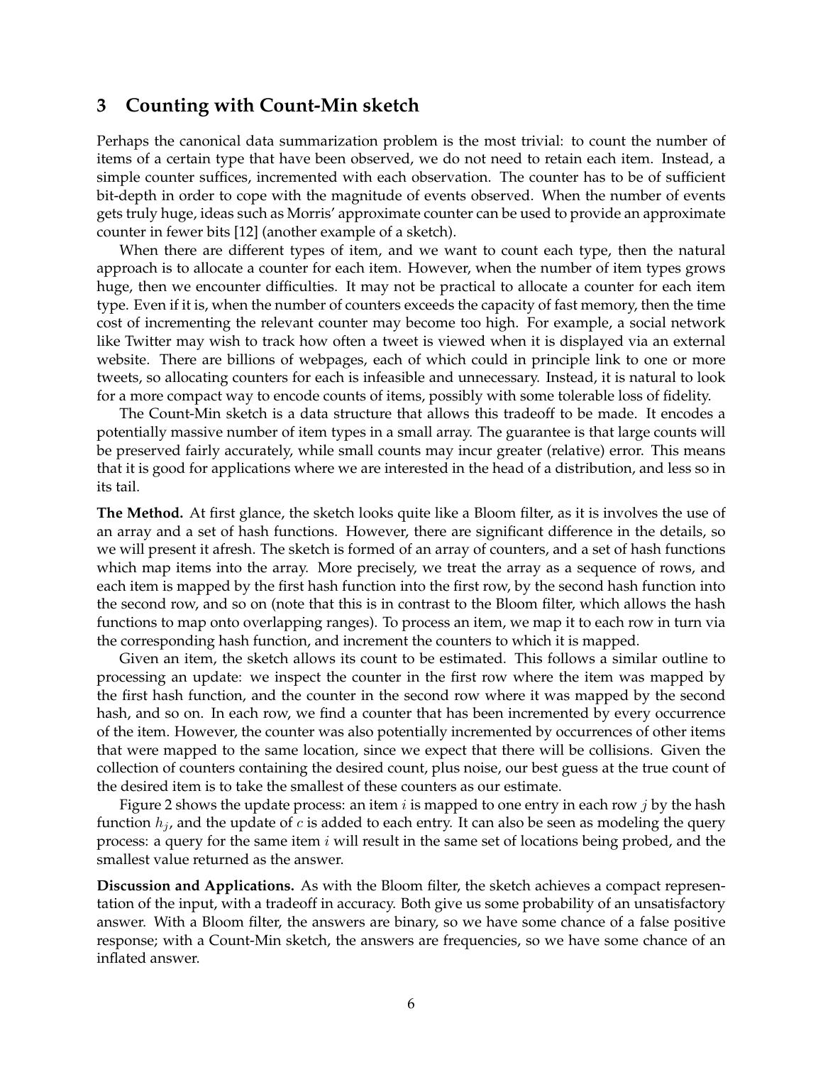## 3 Counting with Count-Min sketch

Perhaps the canonical data summarization problem is the most trivial: to count the number of items of a certain type that have been observed, we do not need to retain each item. Instead, a simple counter suffices, incremented with each observation. The counter has to be of sufficient bit-depth in order to cope with the magnitude of events observed. When the number of events gets truly huge, ideas such as Morris' approximate counter can be used to provide an approximate counter in fewer bits [12] (another example of a sketch).

When there are different types of item, and we want to count each type, then the natural approach is to allocate a counter for each item. However, when the number of item types grows huge, then we encounter difficulties. It may not be practical to allocate a counter for each item type. Even if it is, when the number of counters exceeds the capacity of fast memory, then the time cost of incrementing the relevant counter may become too high. For example, a social network like Twitter may wish to track how often a tweet is viewed when it is displayed via an external website. There are billions of webpages, each of which could in principle link to one or more tweets, so allocating counters for each is infeasible and unnecessary. Instead, it is natural to look for a more compact way to encode counts of items, possibly with some tolerable loss of fidelity.

The Count-Min sketch is a data structure that allows this tradeoff to be made. It encodes a potentially massive number of item types in a small array. The guarantee is that large counts will be preserved fairly accurately, while small counts may incur greater (relative) error. This means that it is good for applications where we are interested in the head of a distribution, and less so in its tail.

**The Method.** At first glance, the sketch looks quite like a Bloom filter, as it is involves the use of an array and a set of hash functions. However, there are significant difference in the details, so we will present it afresh. The sketch is formed of an array of counters, and a set of hash functions which map items into the array. More precisely, we treat the array as a sequence of rows, and each item is mapped by the first hash function into the first row, by the second hash function into the second row, and so on (note that this is in contrast to the Bloom filter, which allows the hash functions to map onto overlapping ranges). To process an item, we map it to each row in turn via the corresponding hash function, and increment the counters to which it is mapped.

Given an item, the sketch allows its count to be estimated. This follows a similar outline to processing an update: we inspect the counter in the first row where the item was mapped by the first hash function, and the counter in the second row where it was mapped by the second hash, and so on. In each row, we find a counter that has been incremented by every occurrence of the item. However, the counter was also potentially incremented by occurrences of other items that were mapped to the same location, since we expect that there will be collisions. Given the collection of counters containing the desired count, plus noise, our best guess at the true count of the desired item is to take the smallest of these counters as our estimate.

Figure 2 shows the update process: an item $i$ is mapped to one entry in each row $j$ by the hash function $h_j$, and the update of $c$ is added to each entry. It can also be seen as modeling the query process: a query for the same item $i$ will result in the same set of locations being probed, and the smallest value returned as the answer.

**Discussion and Applications.** As with the Bloom filter, the sketch achieves a compact representation of the input, with a tradeoff in accuracy. Both give us some probability of an unsatisfactory answer. With a Bloom filter, the answers are binary, so we have some chance of a false positive response; with a Count-Min sketch, the answers are frequencies, so we have some chance of an inflated answer.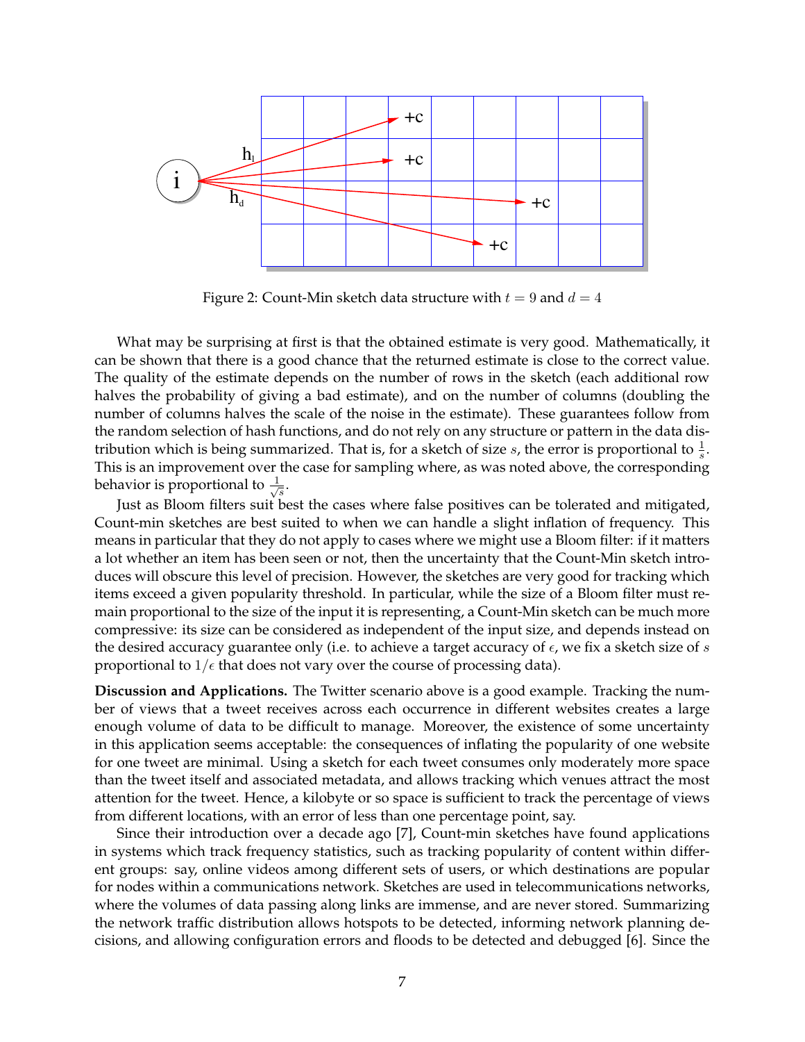Figure 2: Count-Min sketch data structure with $t = 9$ and $d = 4$

What may be surprising at first is that the obtained estimate is very good. Mathematically, it can be shown that there is a good chance that the returned estimate is close to the correct value. The quality of the estimate depends on the number of rows in the sketch (each additional row halves the probability of giving a bad estimate), and on the number of columns (doubling the number of columns halves the scale of the noise in the estimate). These guarantees follow from the random selection of hash functions, and do not rely on any structure or pattern in the data distribution which is being summarized. That is, for a sketch of size $s$, the error is proportional to $\frac{1}{s}$. This is an improvement over the case for sampling where, as was noted above, the corresponding behavior is proportional to $\frac{1}{\sqrt{s}}$.

Just as Bloom filters suit best the cases where false positives can be tolerated and mitigated, Count-min sketches are best suited to when we can handle a slight inflation of frequency. This means in particular that they do not apply to cases where we might use a Bloom filter: if it matters a lot whether an item has been seen or not, then the uncertainty that the Count-Min sketch introduces will obscure this level of precision. However, the sketches are very good for tracking which items exceed a given popularity threshold. In particular, while the size of a Bloom filter must remain proportional to the size of the input it is representing, a Count-Min sketch can be much more compressive: its size can be considered as independent of the input size, and depends instead on the desired accuracy guarantee only (i.e. to achieve a target accuracy of $\epsilon$, we fix a sketch size of $s$ proportional to $1/\epsilon$ that does not vary over the course of processing data).

**Discussion and Applications.** The Twitter scenario above is a good example. Tracking the number of views that a tweet receives across each occurrence in different websites creates a large enough volume of data to be difficult to manage. Moreover, the existence of some uncertainty in this application seems acceptable: the consequences of inflating the popularity of one website for one tweet are minimal. Using a sketch for each tweet consumes only moderately more space than the tweet itself and associated metadata, and allows tracking which venues attract the most attention for the tweet. Hence, a kilobyte or so space is sufficient to track the percentage of views from different locations, with an error of less than one percentage point, say.

Since their introduction over a decade ago [7], Count-min sketches have found applications in systems which track frequency statistics, such as tracking popularity of content within different groups: say, online videos among different sets of users, or which destinations are popular for nodes within a communications network. Sketches are used in telecommunications networks, where the volumes of data passing along links are immense, and are never stored. Summarizing the network traffic distribution allows hotspots to be detected, informing network planning decisions, and allowing configuration errors and floods to be detected and debugged [6]. Since the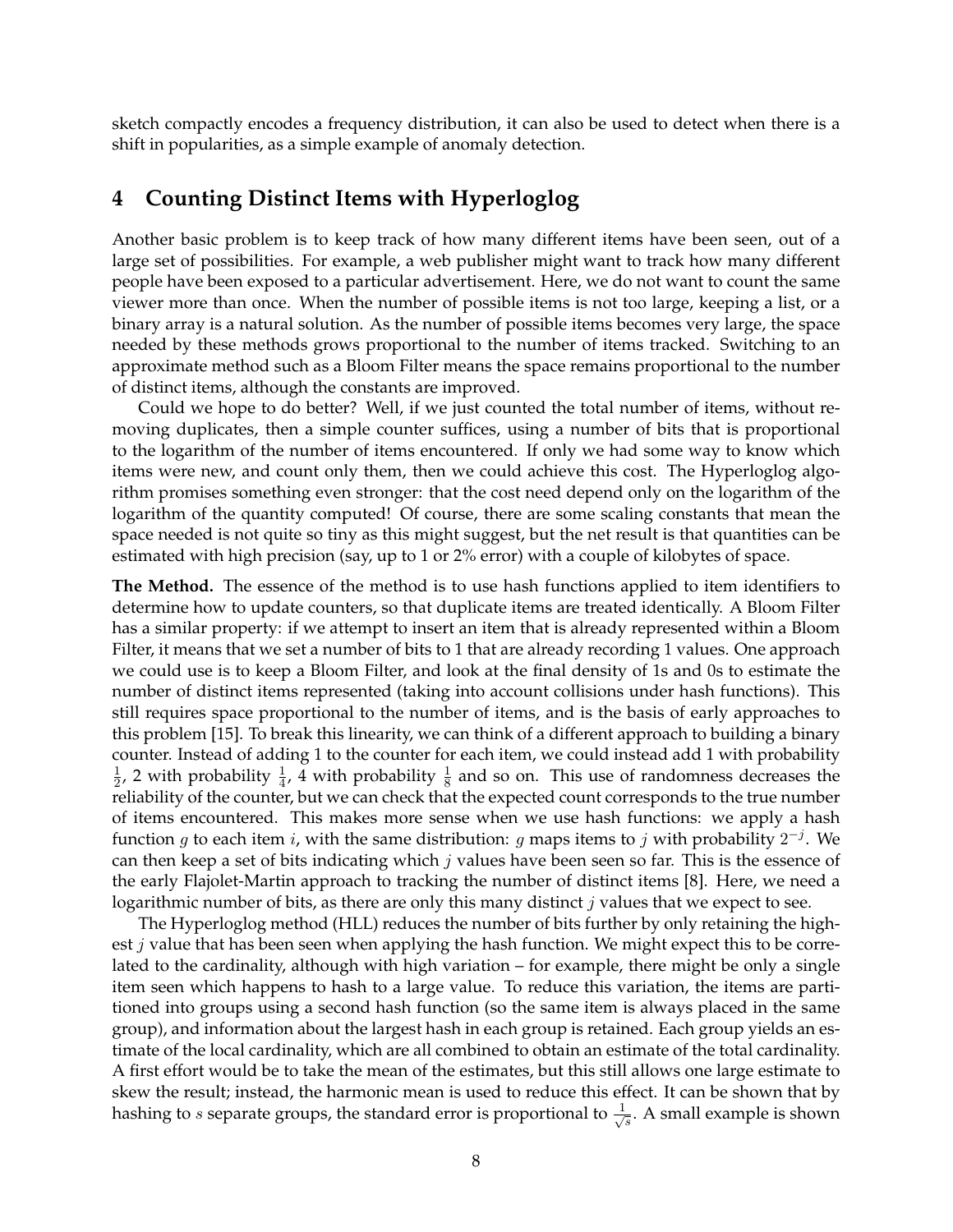sketch compactly encodes a frequency distribution, it can also be used to detect when there is a shift in popularities, as a simple example of anomaly detection.

## 4 Counting Distinct Items with Hyperloglog

Another basic problem is to keep track of how many different items have been seen, out of a large set of possibilities. For example, a web publisher might want to track how many different people have been exposed to a particular advertisement. Here, we do not want to count the same viewer more than once. When the number of possible items is not too large, keeping a list, or a binary array is a natural solution. As the number of possible items becomes very large, the space needed by these methods grows proportional to the number of items tracked. Switching to an approximate method such as a Bloom Filter means the space remains proportional to the number of distinct items, although the constants are improved.

Could we hope to do better? Well, if we just counted the total number of items, without removing duplicates, then a simple counter suffices, using a number of bits that is proportional to the logarithm of the number of items encountered. If only we had some way to know which items were new, and count only them, then we could achieve this cost. The Hyperloglog algorithm promises something even stronger: that the cost need depend only on the logarithm of the logarithm of the quantity computed! Of course, there are some scaling constants that mean the space needed is not quite so tiny as this might suggest, but the net result is that quantities can be estimated with high precision (say, up to 1 or 2% error) with a couple of kilobytes of space.

**The Method.** The essence of the method is to use hash functions applied to item identifiers to determine how to update counters, so that duplicate items are treated identically. A Bloom Filter has a similar property: if we attempt to insert an item that is already represented within a Bloom Filter, it means that we set a number of bits to 1 that are already recording 1 values. One approach we could use is to keep a Bloom Filter, and look at the final density of 1s and 0s to estimate the number of distinct items represented (taking into account collisions under hash functions). This still requires space proportional to the number of items, and is the basis of early approaches to this problem [15]. To break this linearity, we can think of a different approach to building a binary counter. Instead of adding 1 to the counter for each item, we could instead add 1 with probability $\frac{1}{2}$, 2 with probability $\frac{1}{4}$, 4 with probability $\frac{1}{8}$ and so on. This use of randomness decreases the reliability of the counter, but we can check that the expected count corresponds to the true number of items encountered. This makes more sense when we use hash functions: we apply a hash function $g$ to each item $i$, with the same distribution: $g$ maps items to $j$ with probability $2^{-j}$. We can then keep a set of bits indicating which $j$ values have been seen so far. This is the essence of the early Flajolet-Martin approach to tracking the number of distinct items [8]. Here, we need a logarithmic number of bits, as there are only this many distinct $j$ values that we expect to see.

The Hyperloglog method (HLL) reduces the number of bits further by only retaining the highest $j$ value that has been seen when applying the hash function. We might expect this to be correlated to the cardinality, although with high variation – for example, there might be only a single item seen which happens to hash to a large value. To reduce this variation, the items are partitioned into groups using a second hash function (so the same item is always placed in the same group), and information about the largest hash in each group is retained. Each group yields an estimate of the local cardinality, which are all combined to obtain an estimate of the total cardinality. A first effort would be to take the mean of the estimates, but this still allows one large estimate to skew the result; instead, the harmonic mean is used to reduce this effect. It can be shown that by hashing to $s$ separate groups, the standard error is proportional to $\frac{1}{\sqrt{s}}$. A small example is shown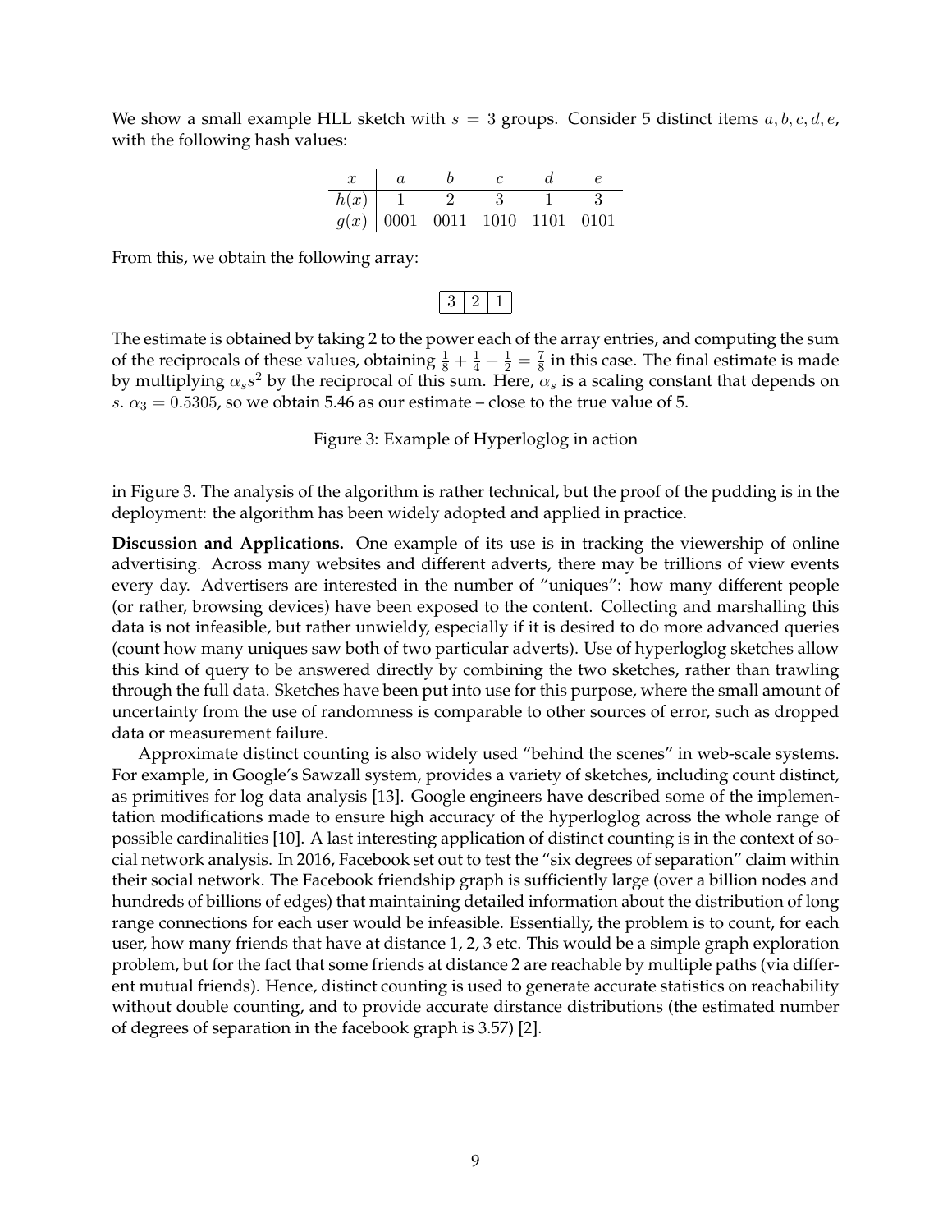We show a small example HLL sketch with $s = 3$ groups. Consider 5 distinct items $a, b, c, d, e$, with the following hash values:

| $x$ | $a$ | $b$ | $c$ | $d$ | $e$ |
|---|---|---|---|---|---|
| $h(x)$ | 1 | 2 | 3 | 1 | 3 |
| $g(x)$ | 0001 | 0011 | 1010 | 1101 | 0101 |

From this, we obtain the following array:

| 3 | 2 | 1 |
|---|---|---|

The estimate is obtained by taking 2 to the power each of the array entries, and computing the sum of the reciprocals of these values, obtaining $\frac{1}{8} + \frac{1}{4} + \frac{1}{2} = \frac{7}{8}$ in this case. The final estimate is made by multiplying $\alpha_s s^2$ by the reciprocal of this sum. Here, $\alpha_s$ is a scaling constant that depends on $s$. $\alpha_3 = 0.5305$, so we obtain 5.46 as our estimate – close to the true value of 5.

Figure 3: Example of Hyperloglog in action

in Figure 3. The analysis of the algorithm is rather technical, but the proof of the pudding is in the deployment: the algorithm has been widely adopted and applied in practice.

**Discussion and Applications.** One example of its use is in tracking the viewership of online advertising. Across many websites and different adverts, there may be trillions of view events every day. Advertisers are interested in the number of "uniques": how many different people (or rather, browsing devices) have been exposed to the content. Collecting and marshalling this data is not infeasible, but rather unwieldy, especially if it is desired to do more advanced queries (count how many uniques saw both of two particular adverts). Use of hyperloglog sketches allow this kind of query to be answered directly by combining the two sketches, rather than trawling through the full data. Sketches have been put into use for this purpose, where the small amount of uncertainty from the use of randomness is comparable to other sources of error, such as dropped data or measurement failure.

Approximate distinct counting is also widely used "behind the scenes" in web-scale systems. For example, in Google's Sawzall system, provides a variety of sketches, including count distinct, as primitives for log data analysis [13]. Google engineers have described some of the implementation modifications made to ensure high accuracy of the hyperloglog across the whole range of possible cardinalities [10]. A last interesting application of distinct counting is in the context of social network analysis. In 2016, Facebook set out to test the "six degrees of separation" claim within their social network. The Facebook friendship graph is sufficiently large (over a billion nodes and hundreds of billions of edges) that maintaining detailed information about the distribution of long range connections for each user would be infeasible. Essentially, the problem is to count, for each user, how many friends that have at distance 1, 2, 3 etc. This would be a simple graph exploration problem, but for the fact that some friends at distance 2 are reachable by multiple paths (via different mutual friends). Hence, distinct counting is used to generate accurate statistics on reachability without double counting, and to provide accurate dirstance distributions (the estimated number of degrees of separation in the facebook graph is 3.57) [2].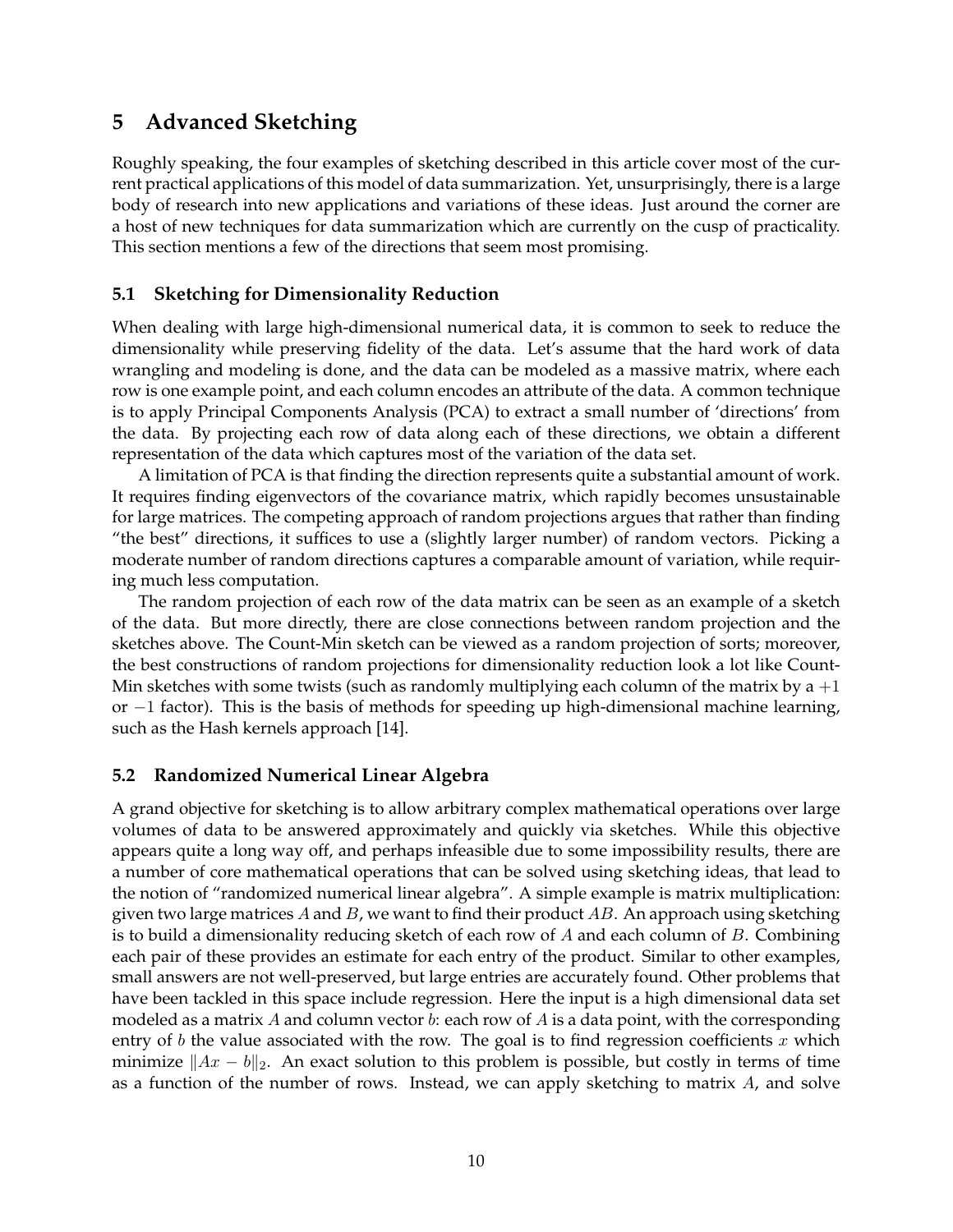# 5 Advanced Sketching

Roughly speaking, the four examples of sketching described in this article cover most of the current practical applications of this model of data summarization. Yet, unsurprisingly, there is a large body of research into new applications and variations of these ideas. Just around the corner are a host of new techniques for data summarization which are currently on the cusp of practicality. This section mentions a few of the directions that seem most promising.

## 5.1 Sketching for Dimensionality Reduction

When dealing with large high-dimensional numerical data, it is common to seek to reduce the dimensionality while preserving fidelity of the data. Let's assume that the hard work of data wrangling and modeling is done, and the data can be modeled as a massive matrix, where each row is one example point, and each column encodes an attribute of the data. A common technique is to apply Principal Components Analysis (PCA) to extract a small number of 'directions' from the data. By projecting each row of data along each of these directions, we obtain a different representation of the data which captures most of the variation of the data set.

A limitation of PCA is that finding the direction represents quite a substantial amount of work. It requires finding eigenvectors of the covariance matrix, which rapidly becomes unsustainable for large matrices. The competing approach of random projections argues that rather than finding "the best" directions, it suffices to use a (slightly larger number) of random vectors. Picking a moderate number of random directions captures a comparable amount of variation, while requiring much less computation.

The random projection of each row of the data matrix can be seen as an example of a sketch of the data. But more directly, there are close connections between random projection and the sketches above. The Count-Min sketch can be viewed as a random projection of sorts; moreover, the best constructions of random projections for dimensionality reduction look a lot like Count-Min sketches with some twists (such as randomly multiplying each column of the matrix by a $+1$ or $-1$ factor). This is the basis of methods for speeding up high-dimensional machine learning, such as the Hash kernels approach [14].

## 5.2 Randomized Numerical Linear Algebra

A grand objective for sketching is to allow arbitrary complex mathematical operations over large volumes of data to be answered approximately and quickly via sketches. While this objective appears quite a long way off, and perhaps infeasible due to some impossibility results, there are a number of core mathematical operations that can be solved using sketching ideas, that lead to the notion of "randomized numerical linear algebra". A simple example is matrix multiplication: given two large matrices $A$ and $B$, we want to find their product $AB$. An approach using sketching is to build a dimensionality reducing sketch of each row of $A$ and each column of $B$. Combining each pair of these provides an estimate for each entry of the product. Similar to other examples, small answers are not well-preserved, but large entries are accurately found. Other problems that have been tackled in this space include regression. Here the input is a high dimensional data set modeled as a matrix $A$ and column vector $b$: each row of $A$ is a data point, with the corresponding entry of $b$ the value associated with the row. The goal is to find regression coefficients $x$ which minimize $\|Ax - b\|_2$. An exact solution to this problem is possible, but costly in terms of time as a function of the number of rows. Instead, we can apply sketching to matrix $A$, and solve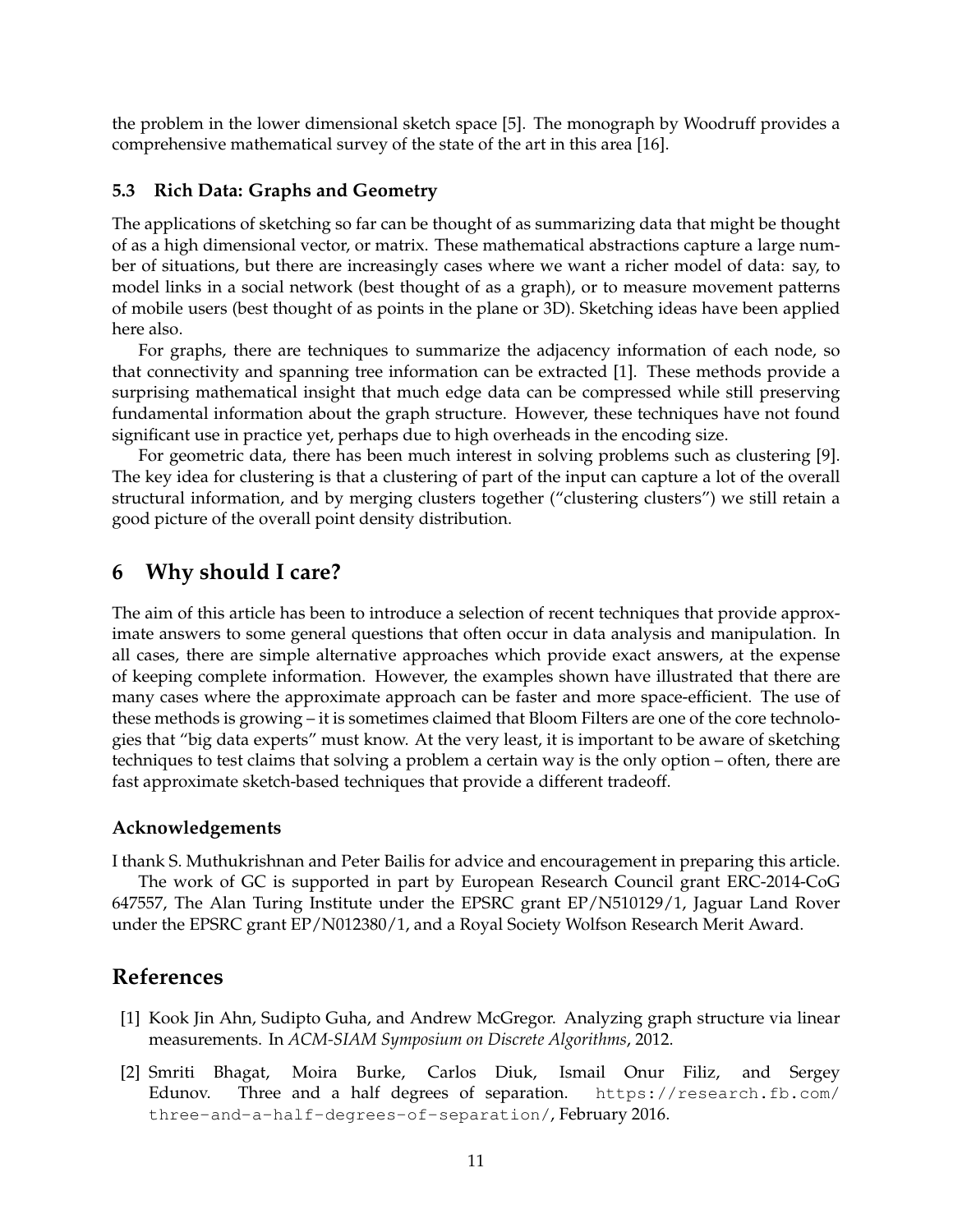the problem in the lower dimensional sketch space [5]. The monograph by Woodruff provides a comprehensive mathematical survey of the state of the art in this area [16].

### 5.3 Rich Data: Graphs and Geometry

The applications of sketching so far can be thought of as summarizing data that might be thought of as a high dimensional vector, or matrix. These mathematical abstractions capture a large number of situations, but there are increasingly cases where we want a richer model of data: say, to model links in a social network (best thought of as a graph), or to measure movement patterns of mobile users (best thought of as points in the plane or 3D). Sketching ideas have been applied here also.

For graphs, there are techniques to summarize the adjacency information of each node, so that connectivity and spanning tree information can be extracted [1]. These methods provide a surprising mathematical insight that much edge data can be compressed while still preserving fundamental information about the graph structure. However, these techniques have not found significant use in practice yet, perhaps due to high overheads in the encoding size.

For geometric data, there has been much interest in solving problems such as clustering [9]. The key idea for clustering is that a clustering of part of the input can capture a lot of the overall structural information, and by merging clusters together ("clustering clusters") we still retain a good picture of the overall point density distribution.

## 6 Why should I care?

The aim of this article has been to introduce a selection of recent techniques that provide approximate answers to some general questions that often occur in data analysis and manipulation. In all cases, there are simple alternative approaches which provide exact answers, at the expense of keeping complete information. However, the examples shown have illustrated that there are many cases where the approximate approach can be faster and more space-efficient. The use of these methods is growing – it is sometimes claimed that Bloom Filters are one of the core technologies that "big data experts" must know. At the very least, it is important to be aware of sketching techniques to test claims that solving a problem a certain way is the only option – often, there are fast approximate sketch-based techniques that provide a different tradeoff.

### Acknowledgements

I thank S. Muthukrishnan and Peter Bailis for advice and encouragement in preparing this article.

The work of GC is supported in part by European Research Council grant ERC-2014-CoG 647557, The Alan Turing Institute under the EPSRC grant EP/N510129/1, Jaguar Land Rover under the EPSRC grant EP/N012380/1, and a Royal Society Wolfson Research Merit Award.

## References

[1] Kook Jin Ahn, Sudipto Guha, and Andrew McGregor. Analyzing graph structure via linear measurements. In *ACM-SIAM Symposium on Discrete Algorithms*, 2012.

[2] Smriti Bhagat, Moira Burke, Carlos Diuk, Ismail Onur Filiz, and Sergey Edunov. Three and a half degrees of separation. `https://research.fb.com/three-and-a-half-degrees-of-separation/`, February 2016.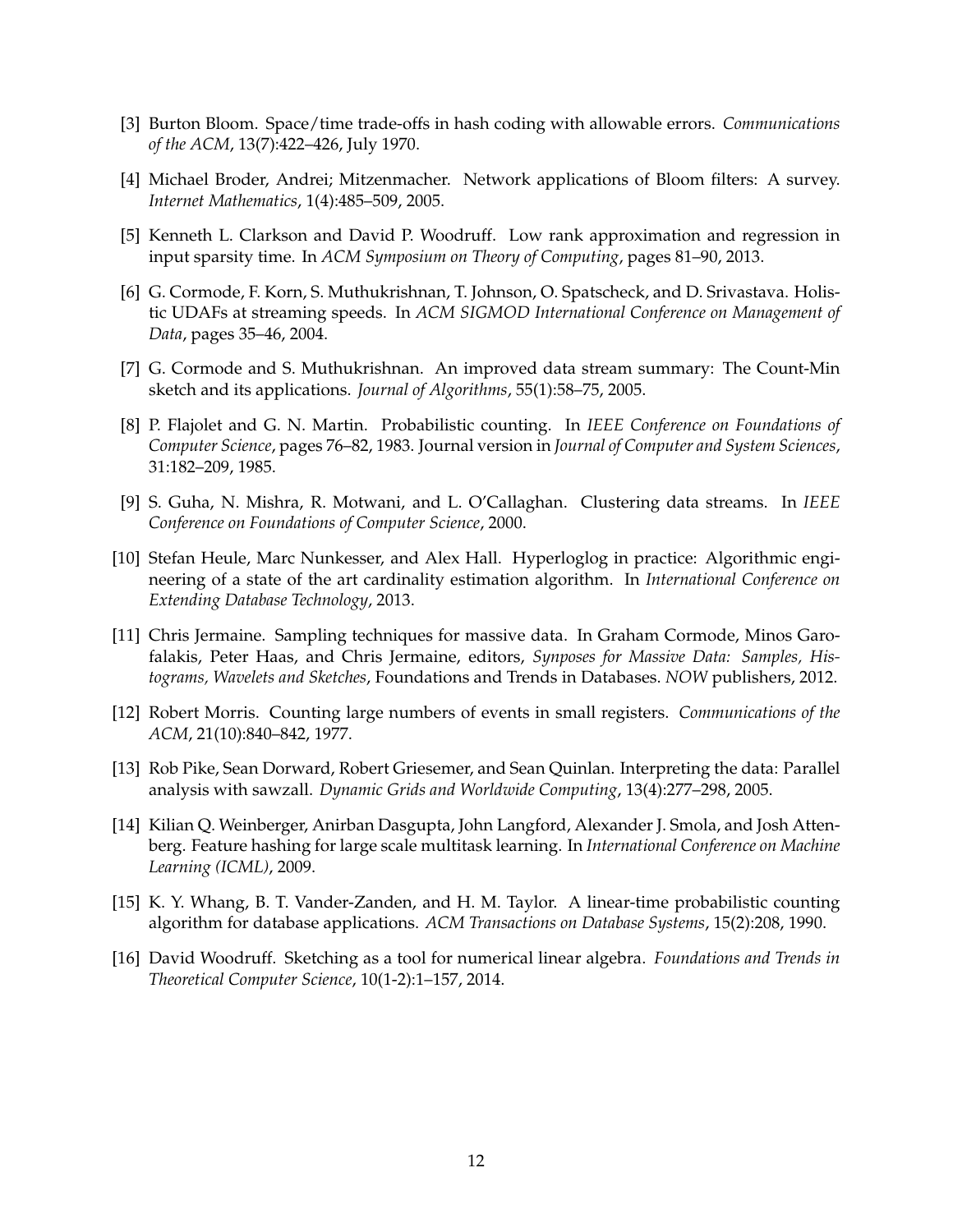[3] Burton Bloom. Space/time trade-offs in hash coding with allowable errors. *Communications of the ACM*, 13(7):422–426, July 1970.

[4] Michael Broder, Andrei; Mitzenmacher. Network applications of Bloom filters: A survey. *Internet Mathematics*, 1(4):485–509, 2005.

[5] Kenneth L. Clarkson and David P. Woodruff. Low rank approximation and regression in input sparsity time. In *ACM Symposium on Theory of Computing*, pages 81–90, 2013.

[6] G. Cormode, F. Korn, S. Muthukrishnan, T. Johnson, O. Spatscheck, and D. Srivastava. Holistic UDAFs at streaming speeds. In *ACM SIGMOD International Conference on Management of Data*, pages 35–46, 2004.

[7] G. Cormode and S. Muthukrishnan. An improved data stream summary: The Count-Min sketch and its applications. *Journal of Algorithms*, 55(1):58–75, 2005.

[8] P. Flajolet and G. N. Martin. Probabilistic counting. In *IEEE Conference on Foundations of Computer Science*, pages 76–82, 1983. Journal version in *Journal of Computer and System Sciences*, 31:182–209, 1985.

[9] S. Guha, N. Mishra, R. Motwani, and L. O'Callaghan. Clustering data streams. In *IEEE Conference on Foundations of Computer Science*, 2000.

[10] Stefan Heule, Marc Nunkesser, and Alex Hall. Hyperloglog in practice: Algorithmic engineering of a state of the art cardinality estimation algorithm. In *International Conference on Extending Database Technology*, 2013.

[11] Chris Jermaine. Sampling techniques for massive data. In Graham Cormode, Minos Garofalakis, Peter Haas, and Chris Jermaine, editors, *Synposes for Massive Data: Samples, Histograms, Wavelets and Sketches*, Foundations and Trends in Databases. *NOW* publishers, 2012.

[12] Robert Morris. Counting large numbers of events in small registers. *Communications of the ACM*, 21(10):840–842, 1977.

[13] Rob Pike, Sean Dorward, Robert Griesemer, and Sean Quinlan. Interpreting the data: Parallel analysis with sawzall. *Dynamic Grids and Worldwide Computing*, 13(4):277–298, 2005.

[14] Kilian Q. Weinberger, Anirban Dasgupta, John Langford, Alexander J. Smola, and Josh Attenberg. Feature hashing for large scale multitask learning. In *International Conference on Machine Learning (ICML)*, 2009.

[15] K. Y. Whang, B. T. Vander-Zanden, and H. M. Taylor. A linear-time probabilistic counting algorithm for database applications. *ACM Transactions on Database Systems*, 15(2):208, 1990.

[16] David Woodruff. Sketching as a tool for numerical linear algebra. *Foundations and Trends in Theoretical Computer Science*, 10(1-2):1–157, 2014.